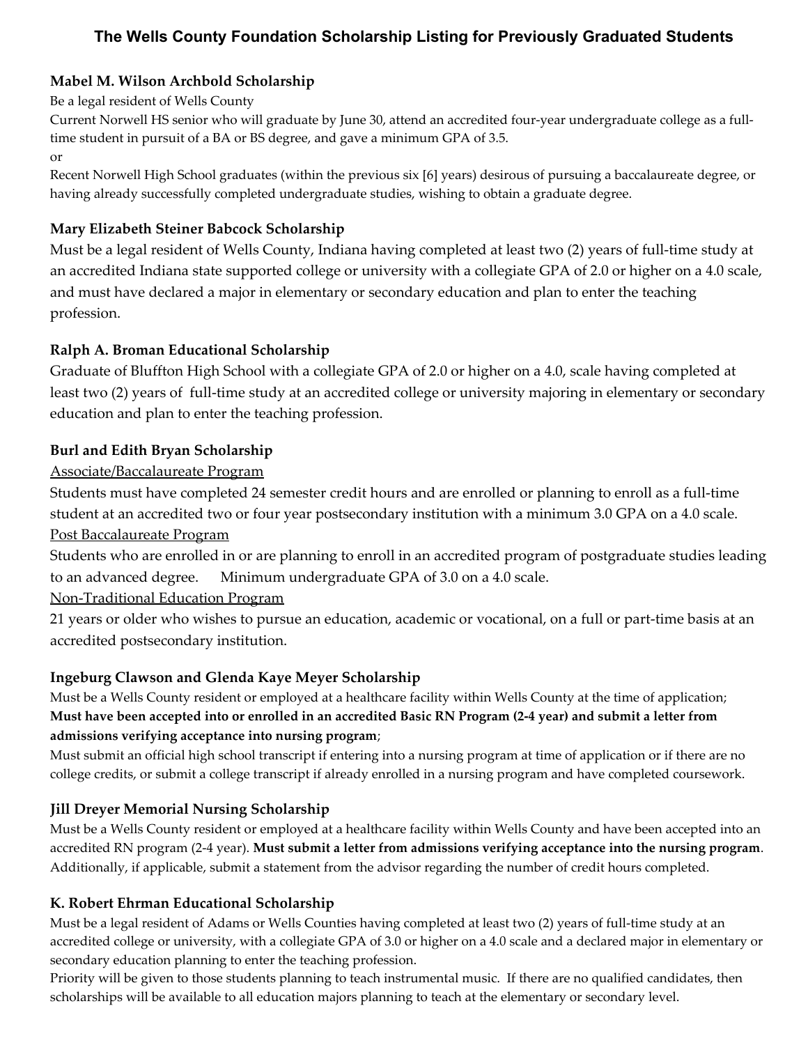# The Wells County Foundation Scholarship Listing for Previously Graduated Students

### Mabel M. Wilson Archbold Scholarship

Be a legal resident of Wells County

Current Norwell HS senior who will graduate by June 30, attend an accredited four-year undergraduate college as a full-time student in pursuit of a BA or BS degree, and gave a minimum GPA of 3.5.

or

Recent Norwell High School graduates (within the previous six [6] years) desirous of pursuing a baccalaureate degree, or having already successfully completed undergraduate studies, wishing to obtain a graduate degree.

### Mary Elizabeth Steiner Babcock Scholarship

Must be a legal resident of Wells County, Indiana having completed at least two (2) years of full-time study at an accredited Indiana state supported college or university with a collegiate GPA of 2.0 or higher on a 4.0 scale, and must have declared a major in elementary or secondary education and plan to enter the teaching profession.

### Ralph A. Broman Educational Scholarship

Graduate of Bluffton High School with a collegiate GPA of 2.0 or higher on a 4.0, scale having completed at least two (2) years of full-time study at an accredited college or university majoring in elementary or secondary education and plan to enter the teaching profession.

### Burl and Edith Bryan Scholarship

Associate/Baccalaureate Program

Students must have completed 24 semester credit hours and are enrolled or planning to enroll as a full-time student at an accredited two or four year postsecondary institution with a minimum 3.0 GPA on a 4.0 scale.

Post Baccalaureate Program

Students who are enrolled in or are planning to enroll in an accredited program of postgraduate studies leading to an advanced degree. Minimum undergraduate GPA of 3.0 on a 4.0 scale.

Non-Traditional Education Program

21 years or older who wishes to pursue an education, academic or vocational, on a full or part-time basis at an accredited postsecondary institution.

### Ingeburg Clawson and Glenda Kaye Meyer Scholarship

Must be a Wells County resident or employed at a healthcare facility within Wells County at the time of application; **Must have been accepted into or enrolled in an accredited Basic RN Program (2-4 year) and submit a letter from admissions verifying acceptance into nursing program**;

Must submit an official high school transcript if entering into a nursing program at time of application or if there are no college credits, or submit a college transcript if already enrolled in a nursing program and have completed coursework.

### Jill Dreyer Memorial Nursing Scholarship

Must be a Wells County resident or employed at a healthcare facility within Wells County and have been accepted into an accredited RN program (2-4 year). **Must submit a letter from admissions verifying acceptance into the nursing program**. Additionally, if applicable, submit a statement from the advisor regarding the number of credit hours completed.

### K. Robert Ehrman Educational Scholarship

Must be a legal resident of Adams or Wells Counties having completed at least two (2) years of full-time study at an accredited college or university, with a collegiate GPA of 3.0 or higher on a 4.0 scale and a declared major in elementary or secondary education planning to enter the teaching profession.

Priority will be given to those students planning to teach instrumental music. If there are no qualified candidates, then scholarships will be available to all education majors planning to teach at the elementary or secondary level.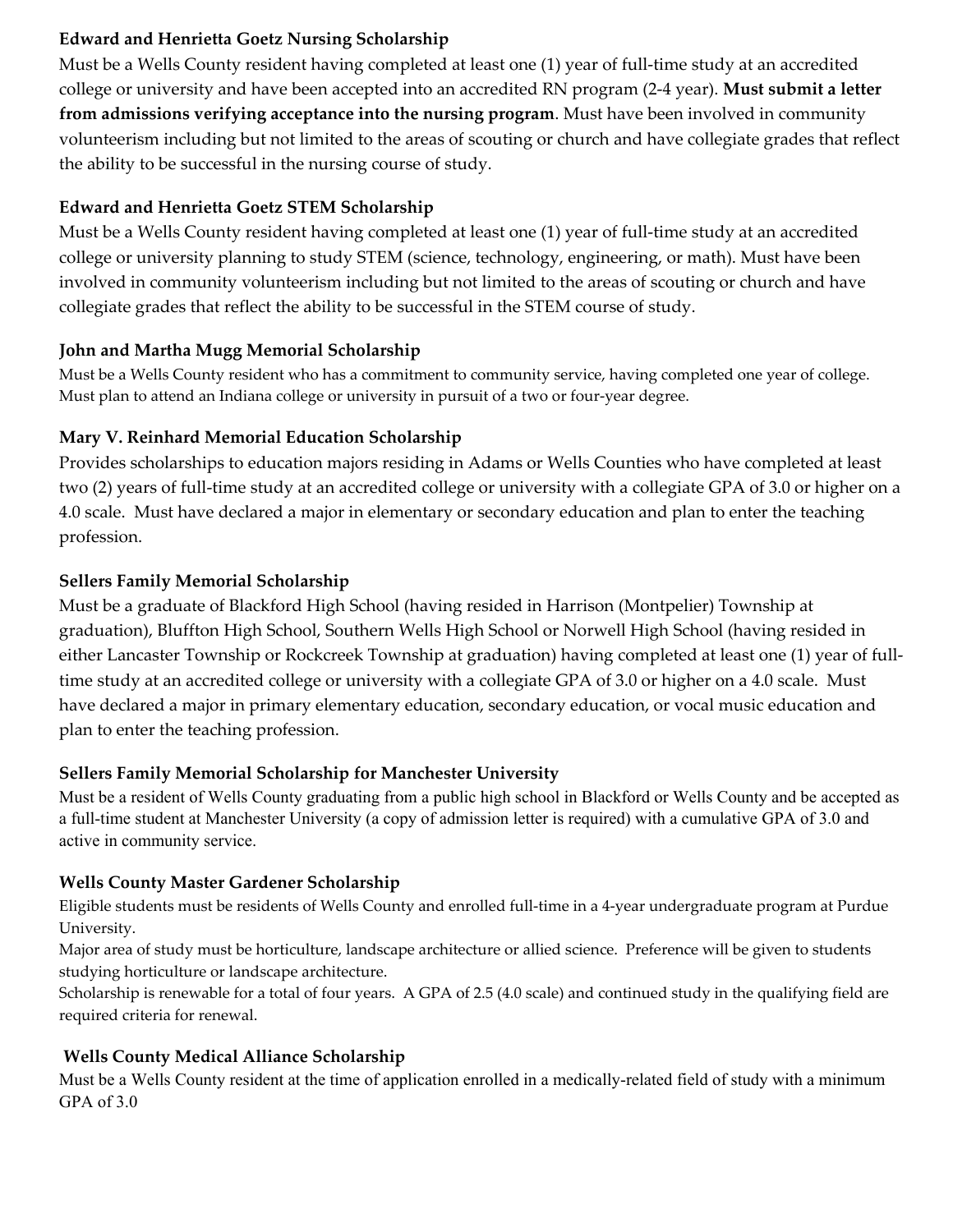**Edward and Henrietta Goetz Nursing Scholarship**

Must be a Wells County resident having completed at least one (1) year of full-time study at an accredited college or university and have been accepted into an accredited RN program (2-4 year). **Must submit a letter from admissions verifying acceptance into the nursing program**. Must have been involved in community volunteerism including but not limited to the areas of scouting or church and have collegiate grades that reflect the ability to be successful in the nursing course of study.

**Edward and Henrietta Goetz STEM Scholarship**

Must be a Wells County resident having completed at least one (1) year of full-time study at an accredited college or university planning to study STEM (science, technology, engineering, or math). Must have been involved in community volunteerism including but not limited to the areas of scouting or church and have collegiate grades that reflect the ability to be successful in the STEM course of study.

**John and Martha Mugg Memorial Scholarship**

Must be a Wells County resident who has a commitment to community service, having completed one year of college. Must plan to attend an Indiana college or university in pursuit of a two or four-year degree.

**Mary V. Reinhard Memorial Education Scholarship**

Provides scholarships to education majors residing in Adams or Wells Counties who have completed at least two (2) years of full-time study at an accredited college or university with a collegiate GPA of 3.0 or higher on a 4.0 scale. Must have declared a major in elementary or secondary education and plan to enter the teaching profession.

**Sellers Family Memorial Scholarship**

Must be a graduate of Blackford High School (having resided in Harrison (Montpelier) Township at graduation), Bluffton High School, Southern Wells High School or Norwell High School (having resided in either Lancaster Township or Rockcreek Township at graduation) having completed at least one (1) year of full-time study at an accredited college or university with a collegiate GPA of 3.0 or higher on a 4.0 scale. Must have declared a major in primary elementary education, secondary education, or vocal music education and plan to enter the teaching profession.

**Sellers Family Memorial Scholarship for Manchester University**

Must be a resident of Wells County graduating from a public high school in Blackford or Wells County and be accepted as a full-time student at Manchester University (a copy of admission letter is required) with a cumulative GPA of 3.0 and active in community service.

**Wells County Master Gardener Scholarship**

Eligible students must be residents of Wells County and enrolled full-time in a 4-year undergraduate program at Purdue University.

Major area of study must be horticulture, landscape architecture or allied science. Preference will be given to students studying horticulture or landscape architecture.

Scholarship is renewable for a total of four years. A GPA of 2.5 (4.0 scale) and continued study in the qualifying field are required criteria for renewal.

**Wells County Medical Alliance Scholarship**

Must be a Wells County resident at the time of application enrolled in a medically-related field of study with a minimum GPA of 3.0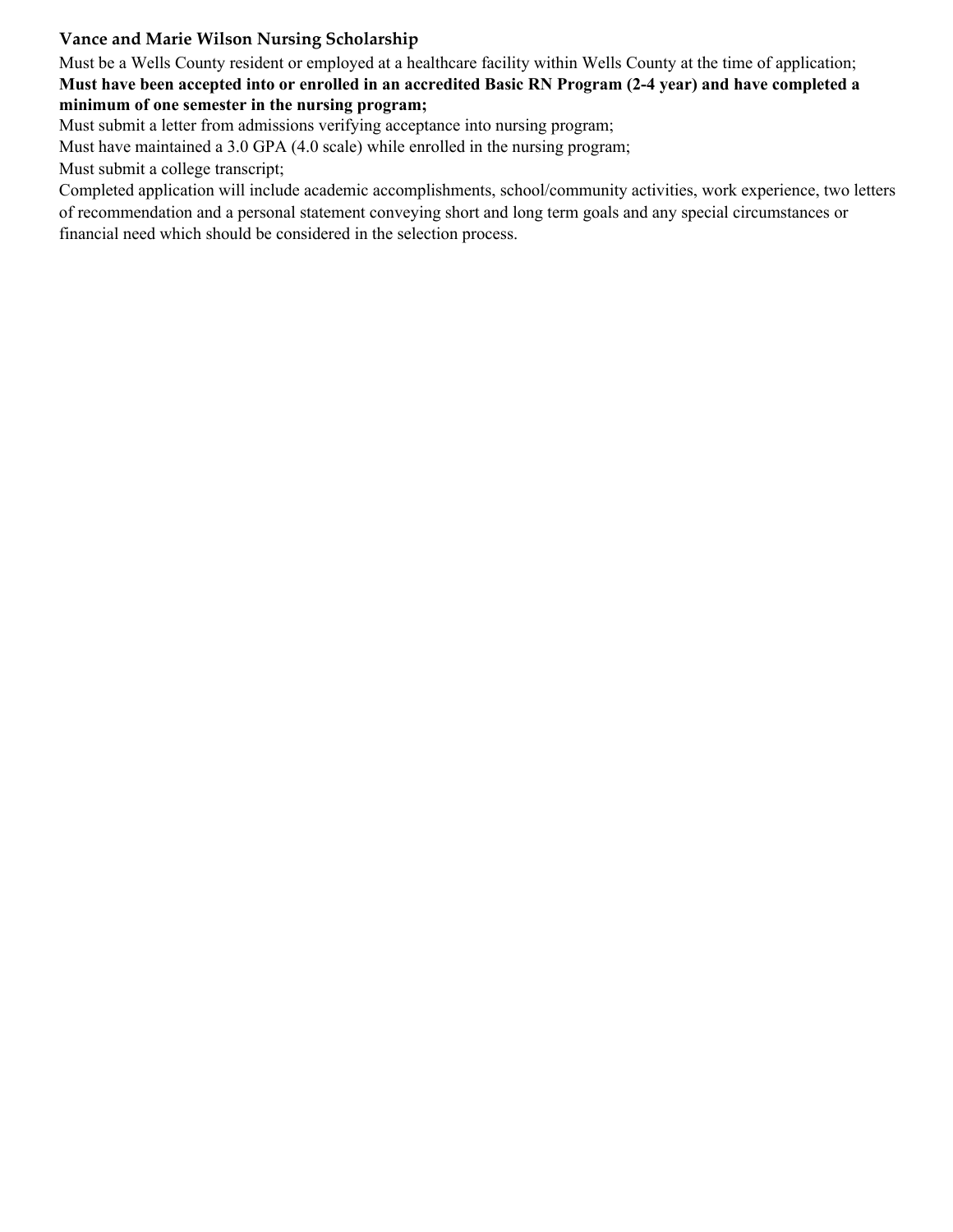### Vance and Marie Wilson Nursing Scholarship

Must be a Wells County resident or employed at a healthcare facility within Wells County at the time of application;

**Must have been accepted into or enrolled in an accredited Basic RN Program (2-4 year) and have completed a minimum of one semester in the nursing program;**

Must submit a letter from admissions verifying acceptance into nursing program;

Must have maintained a 3.0 GPA (4.0 scale) while enrolled in the nursing program;

Must submit a college transcript;

Completed application will include academic accomplishments, school/community activities, work experience, two letters of recommendation and a personal statement conveying short and long term goals and any special circumstances or financial need which should be considered in the selection process.